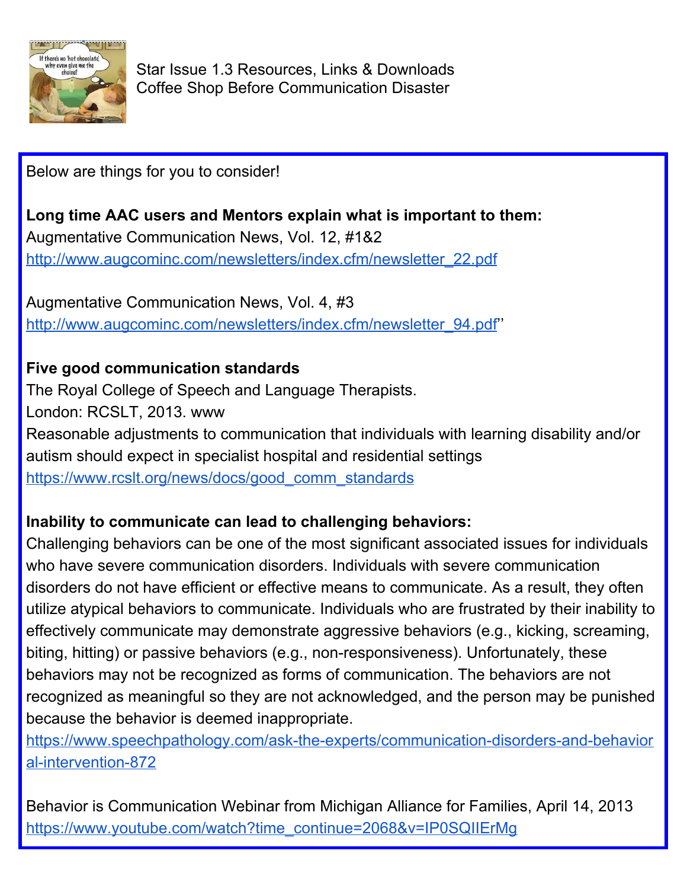Star Issue 1.3 Resources, Links & Downloads
Coffee Shop Before Communication Disaster

Below are things for you to consider!

**Long time AAC users and Mentors explain what is important to them:**
Augmentative Communication News, Vol. 12, #1&2
http://www.augcominc.com/newsletters/index.cfm/newsletter_22.pdf

Augmentative Communication News, Vol. 4, #3
http://www.augcominc.com/newsletters/index.cfm/newsletter_94.pdf''

**Five good communication standards**
The Royal College of Speech and Language Therapists.
London: RCSLT, 2013. www
Reasonable adjustments to communication that individuals with learning disability and/or autism should expect in specialist hospital and residential settings
https://www.rcslt.org/news/docs/good_comm_standards

**Inability to communicate can lead to challenging behaviors:**
Challenging behaviors can be one of the most significant associated issues for individuals who have severe communication disorders. Individuals with severe communication disorders do not have efficient or effective means to communicate. As a result, they often utilize atypical behaviors to communicate. Individuals who are frustrated by their inability to effectively communicate may demonstrate aggressive behaviors (e.g., kicking, screaming, biting, hitting) or passive behaviors (e.g., non-responsiveness). Unfortunately, these behaviors may not be recognized as forms of communication. The behaviors are not recognized as meaningful so they are not acknowledged, and the person may be punished because the behavior is deemed inappropriate.
https://www.speechpathology.com/ask-the-experts/communication-disorders-and-behavioral-intervention-872

Behavior is Communication Webinar from Michigan Alliance for Families, April 14, 2013
https://www.youtube.com/watch?time_continue=2068&v=IP0SQIIErMg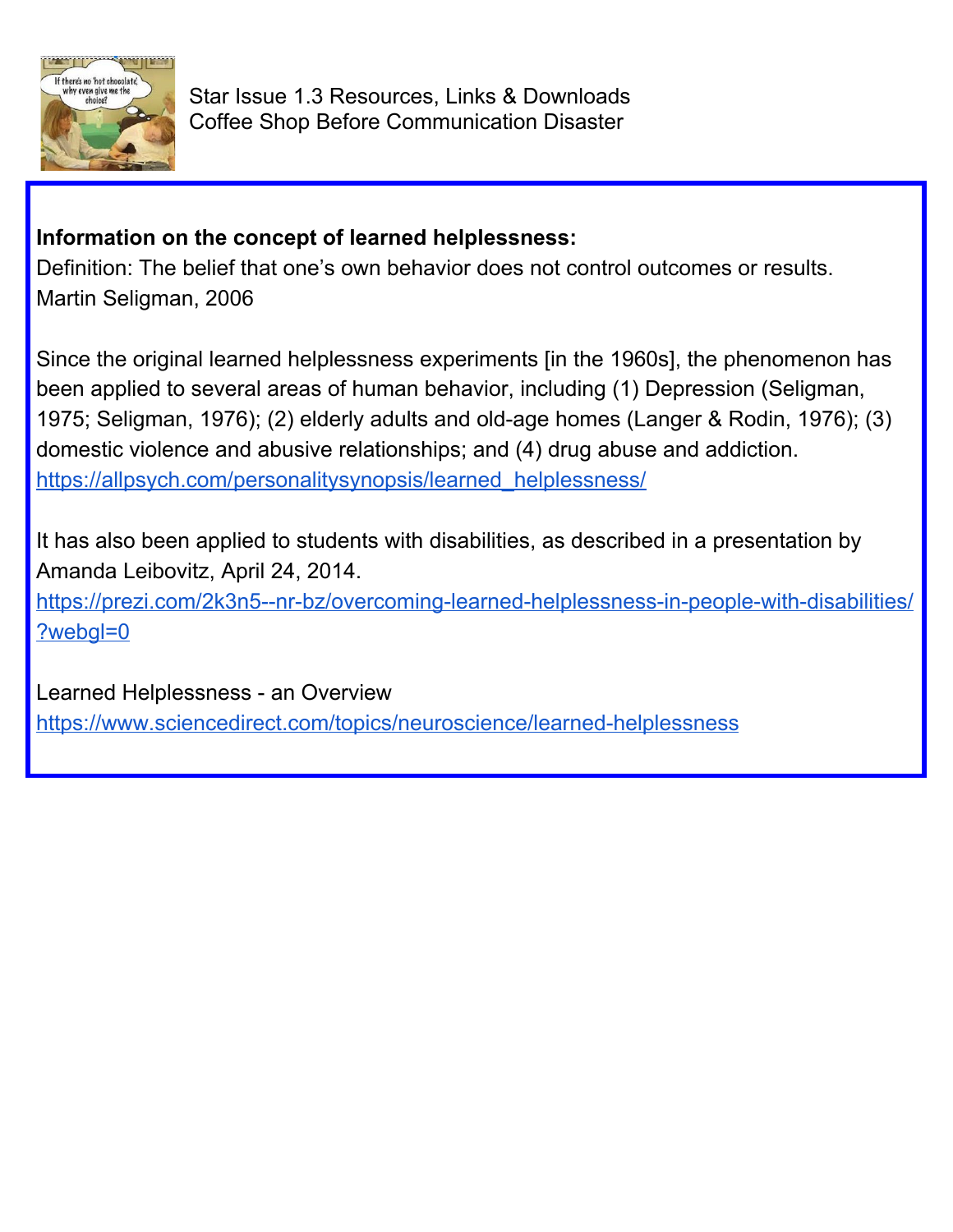Star Issue 1.3 Resources, Links & Downloads
Coffee Shop Before Communication Disaster

**Information on the concept of learned helplessness:**
Definition: The belief that one's own behavior does not control outcomes or results.
Martin Seligman, 2006

Since the original learned helplessness experiments [in the 1960s], the phenomenon has been applied to several areas of human behavior, including (1) Depression (Seligman, 1975; Seligman, 1976); (2) elderly adults and old-age homes (Langer & Rodin, 1976); (3) domestic violence and abusive relationships; and (4) drug abuse and addiction.
https://allpsych.com/personalitysynopsis/learned_helplessness/

It has also been applied to students with disabilities, as described in a presentation by Amanda Leibovitz, April 24, 2014.
https://prezi.com/2k3n5--nr-bz/overcoming-learned-helplessness-in-people-with-disabilities/?webgl=0

Learned Helplessness - an Overview
https://www.sciencedirect.com/topics/neuroscience/learned-helplessness